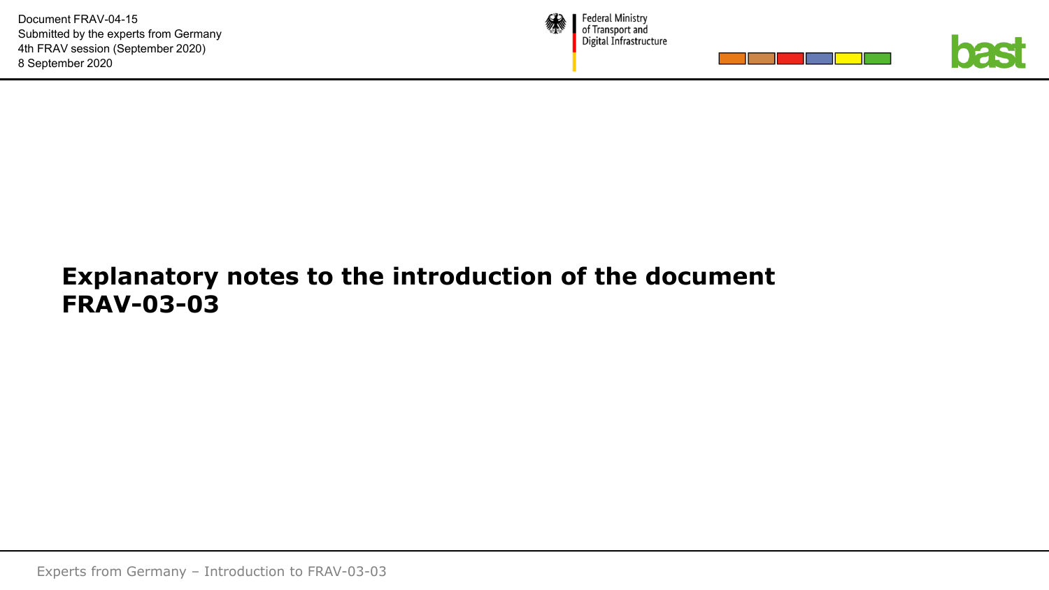Document FRAV-04-15
Submitted by the experts from Germany
4th FRAV session (September 2020)
8 September 2020

Federal Ministry of Transport and Digital Infrastructure

# Explanatory notes to the introduction of the document FRAV-03-03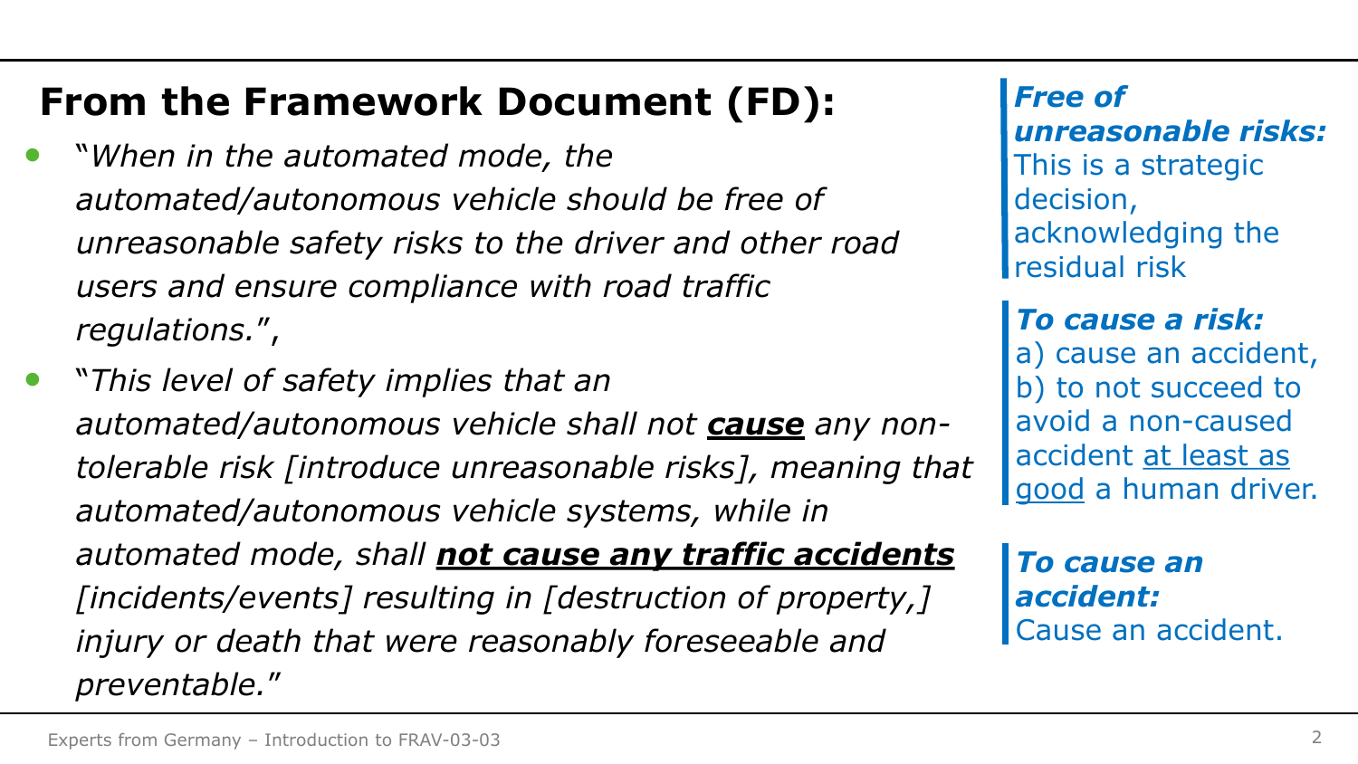## From the Framework Document (FD):

- "*When in the automated mode, the automated/autonomous vehicle should be free of unreasonable safety risks to the driver and other road users and ensure compliance with road traffic regulations.*",
- "*This level of safety implies that an automated/autonomous vehicle shall not **cause** any non-tolerable risk [introduce unreasonable risks], meaning that automated/autonomous vehicle systems, while in automated mode, shall **not cause any traffic accidents** [incidents/events] resulting in [destruction of property,] injury or death that were reasonably foreseeable and preventable.*"

***Free of unreasonable risks:*** This is a strategic decision, acknowledging the residual risk

***To cause a risk:*** a) cause an accident, b) to not succeed to avoid a non-caused accident at least as good a human driver.

***To cause an accident:*** Cause an accident.

Experts from Germany – Introduction to FRAV-03-03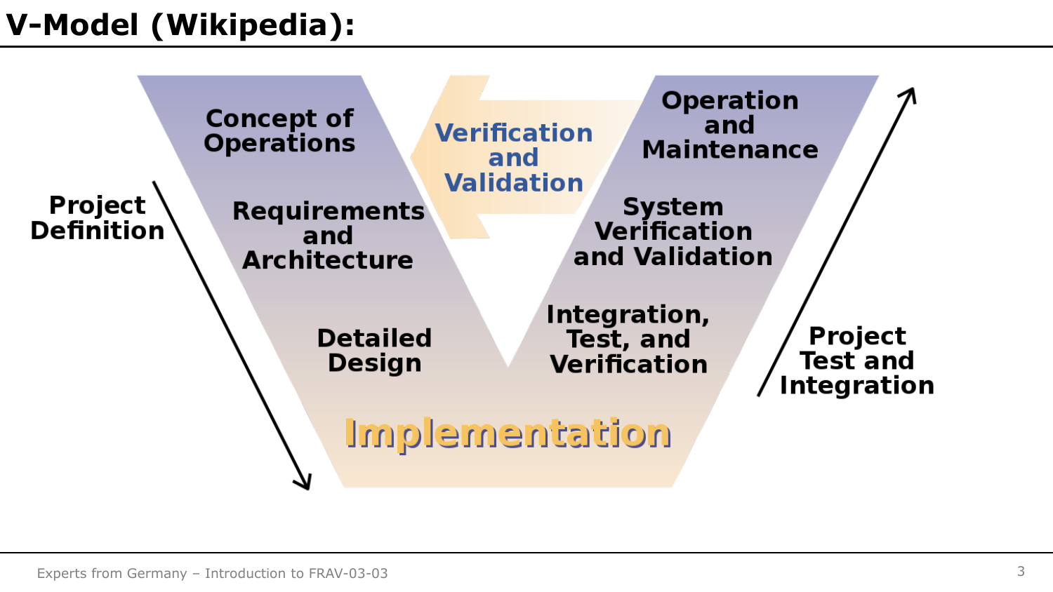# V-Model (Wikipedia):

Project Definition

Concept of Operations

Requirements and Architecture

Detailed Design

Implementation

Integration, Test, and Verification

System Verification and Validation

Operation and Maintenance

Verification and Validation

Project Test and Integration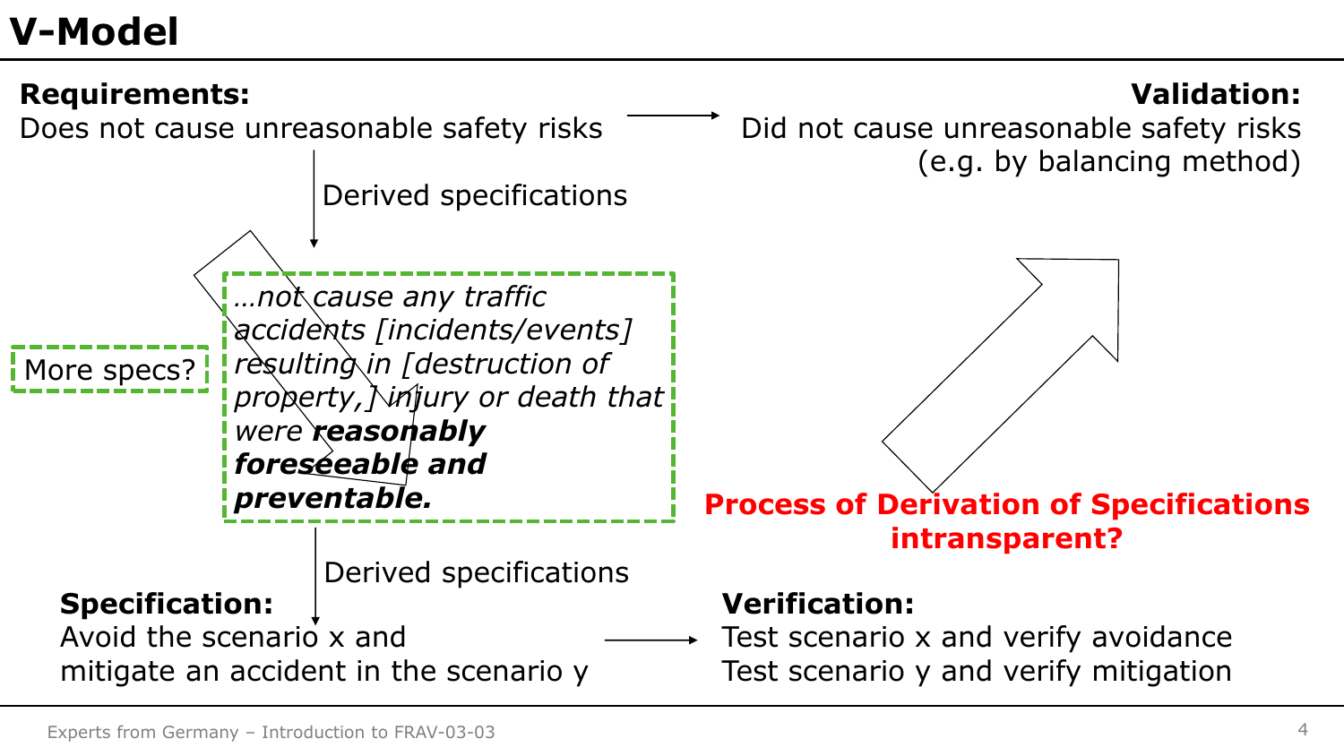# V-Model

**Requirements:**
Does not cause unreasonable safety risks

**Validation:**
Did not cause unreasonable safety risks
(e.g. by balancing method)

Derived specifications

More specs?

*…not cause any traffic accidents [incidents/events] resulting in [destruction of property,] injury or death that were* ***reasonably foreseeable and preventable.***

**Process of Derivation of Specifications intransparent?**

Derived specifications

**Specification:**
Avoid the scenario x and
mitigate an accident in the scenario y

**Verification:**
Test scenario x and verify avoidance
Test scenario y and verify mitigation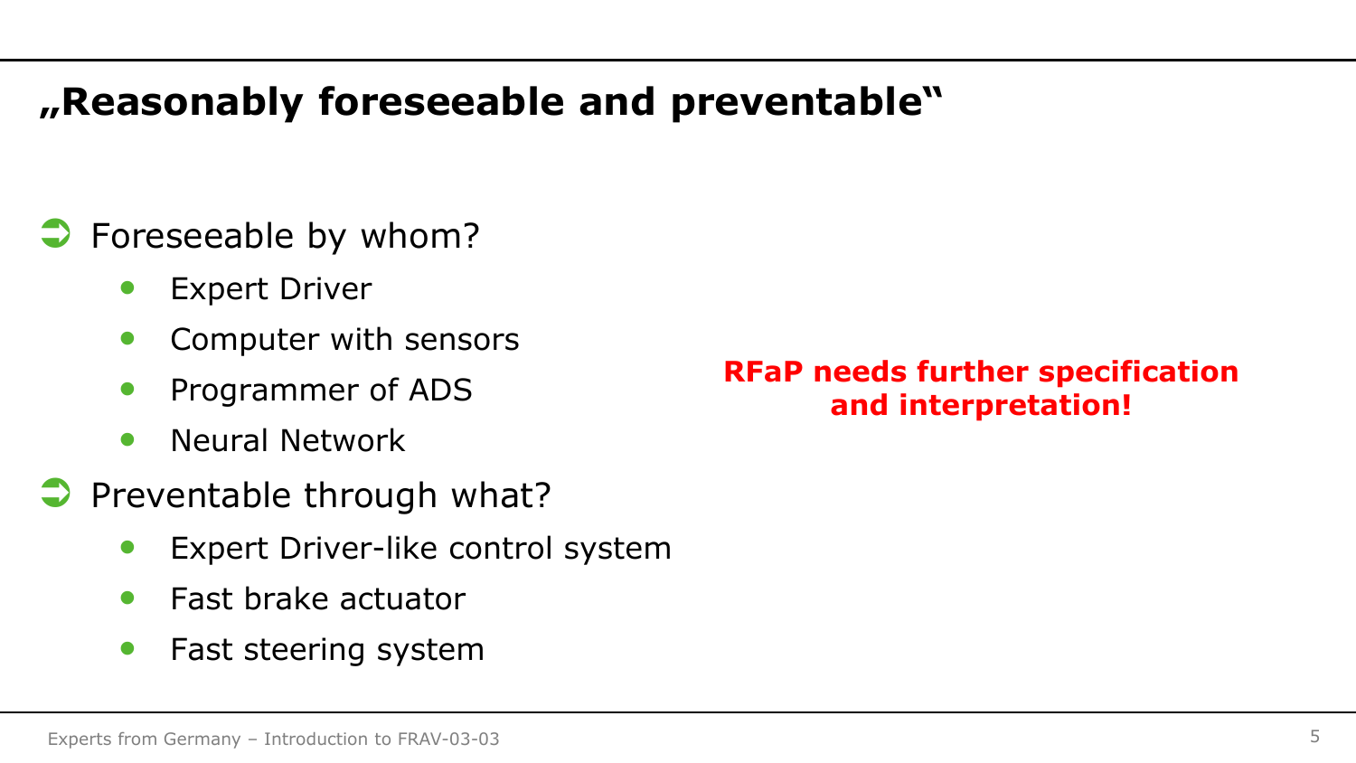# „Reasonably foreseeable and preventable"

- Foreseeable by whom?
  - Expert Driver
  - Computer with sensors
  - Programmer of ADS
  - Neural Network
- Preventable through what?
  - Expert Driver-like control system
  - Fast brake actuator
  - Fast steering system

**RFaP needs further specification and interpretation!**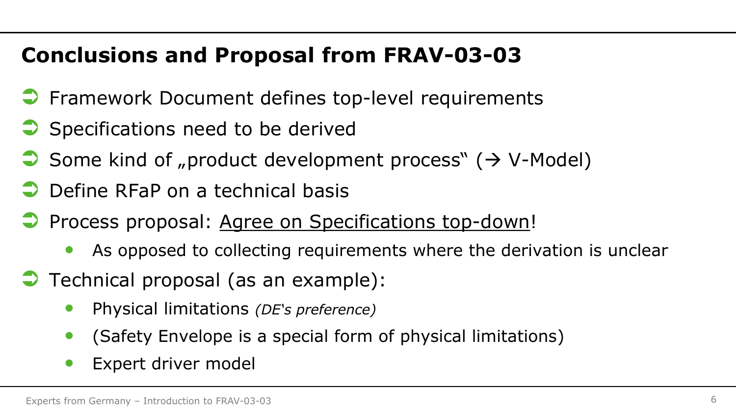## Conclusions and Proposal from FRAV-03-03

- Framework Document defines top-level requirements
- Specifications need to be derived
- Some kind of „product development process“ (→ V-Model)
- Define RFaP on a technical basis
- Process proposal: <u>Agree on Specifications top-down</u>!
  - As opposed to collecting requirements where the derivation is unclear
- Technical proposal (as an example):
  - Physical limitations *(DE's preference)*
  - (Safety Envelope is a special form of physical limitations)
  - Expert driver model